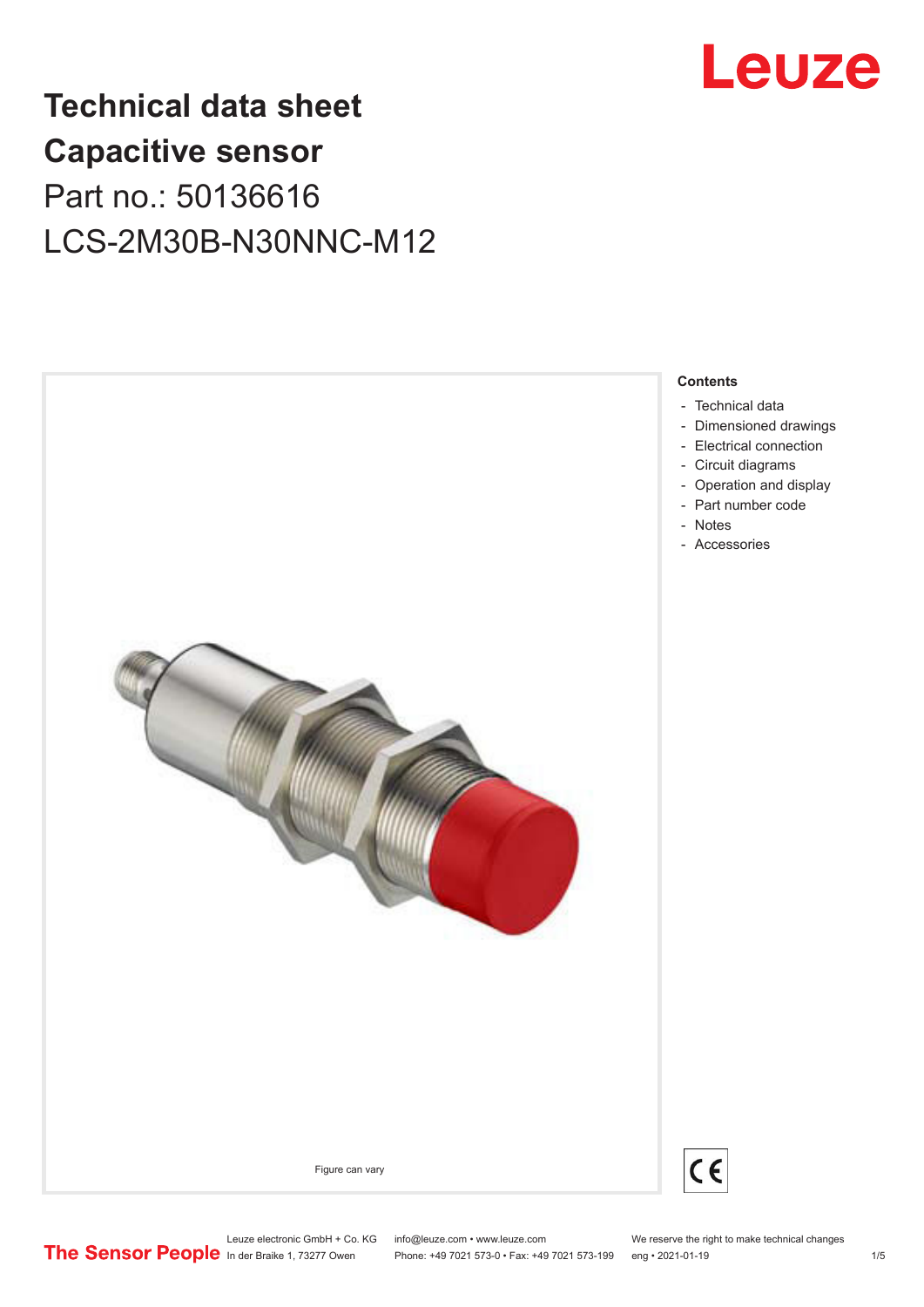# Technical data sheet
# Capacitive sensor

Part no.: 50136616

LCS-2M30B-N30NNC-M12

Figure can vary

**Contents**

- Technical data
- Dimensioned drawings
- Electrical connection
- Circuit diagrams
- Operation and display
- Part number code
- Notes
- Accessories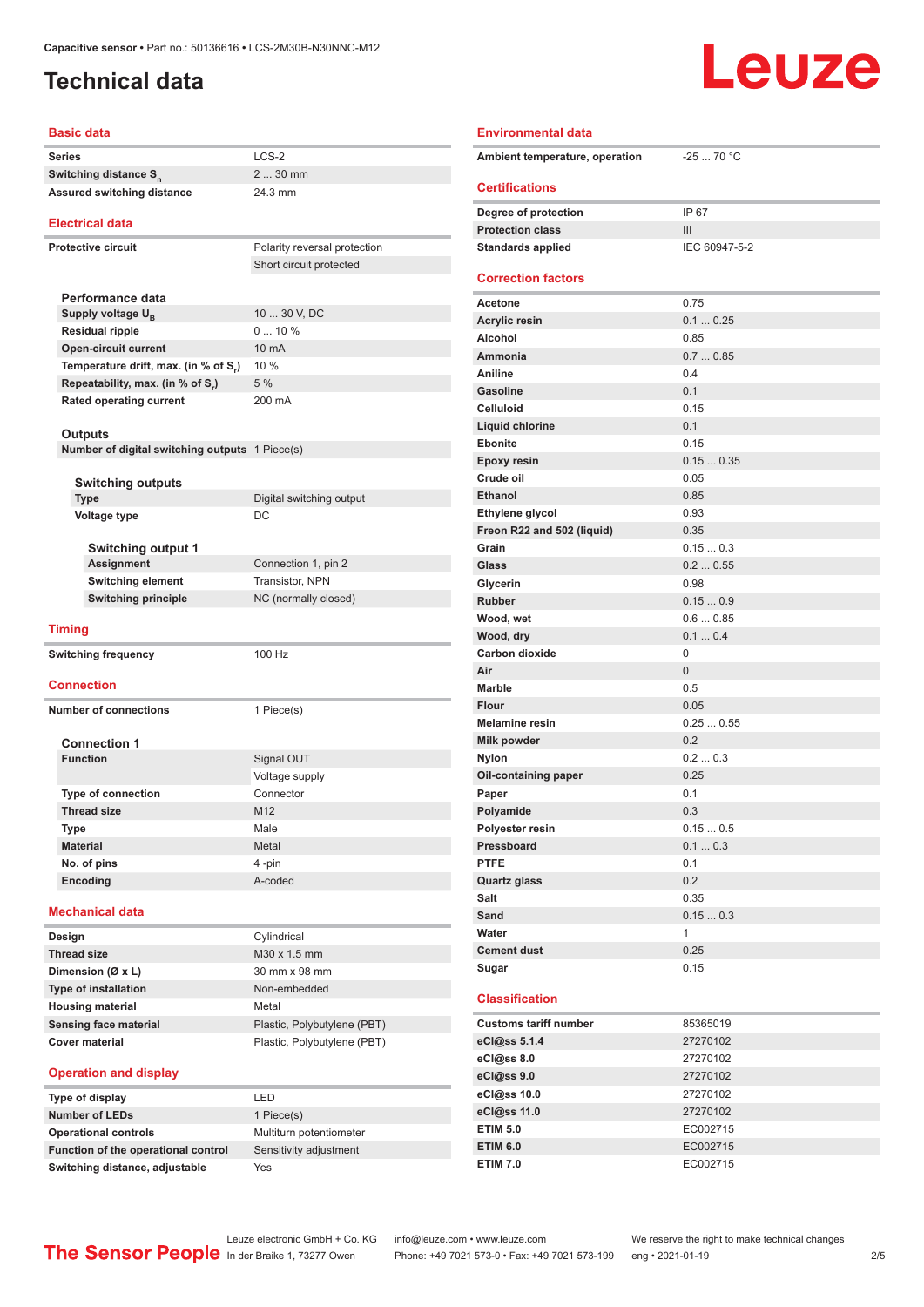# Technical data

## Basic data

| | |
|---|---|
| Series | LCS-2 |
| Switching distance $S_n$ | 2 ... 30 mm |
| Assured switching distance | 24.3 mm |

## Electrical data

| | |
|---|---|
| Protective circuit | Polarity reversal protection |
| | Short circuit protected |

### Performance data

| | |
|---|---|
| Supply voltage $U_B$ | 10 ... 30 V, DC |
| Residual ripple | 0 ... 10 % |
| Open-circuit current | 10 mA |
| Temperature drift, max. (in % of $S_r$) | 10 % |
| Repeatability, max. (in % of $S_r$) | 5 % |
| Rated operating current | 200 mA |

### Outputs

| | |
|---|---|
| Number of digital switching outputs | 1 Piece(s) |

### Switching outputs

| | |
|---|---|
| Type | Digital switching output |
| Voltage type | DC |

### Switching output 1

| | |
|---|---|
| Assignment | Connection 1, pin 2 |
| Switching element | Transistor, NPN |
| Switching principle | NC (normally closed) |

## Timing

| | |
|---|---|
| Switching frequency | 100 Hz |

## Connection

| | |
|---|---|
| Number of connections | 1 Piece(s) |

### Connection 1

| | |
|---|---|
| Function | Signal OUT |
| | Voltage supply |
| Type of connection | Connector |
| Thread size | M12 |
| Type | Male |
| Material | Metal |
| No. of pins | 4 -pin |
| Encoding | A-coded |

## Mechanical data

| | |
|---|---|
| Design | Cylindrical |
| Thread size | M30 x 1.5 mm |
| Dimension (Ø x L) | 30 mm x 98 mm |
| Type of installation | Non-embedded |
| Housing material | Metal |
| Sensing face material | Plastic, Polybutylene (PBT) |
| Cover material | Plastic, Polybutylene (PBT) |

## Operation and display

| | |
|---|---|
| Type of display | LED |
| Number of LEDs | 1 Piece(s) |
| Operational controls | Multiturn potentiometer |
| Function of the operational control | Sensitivity adjustment |
| Switching distance, adjustable | Yes |

## Environmental data

| | |
|---|---|
| Ambient temperature, operation | -25 ... 70 °C |

## Certifications

| | |
|---|---|
| Degree of protection | IP 67 |
| Protection class | III |
| Standards applied | IEC 60947-5-2 |

## Correction factors

| | |
|---|---|
| Acetone | 0.75 |
| Acrylic resin | 0.1 ... 0.25 |
| Alcohol | 0.85 |
| Ammonia | 0.7 ... 0.85 |
| Aniline | 0.4 |
| Gasoline | 0.1 |
| Celluloid | 0.15 |
| Liquid chlorine | 0.1 |
| Ebonite | 0.15 |
| Epoxy resin | 0.15 ... 0.35 |
| Crude oil | 0.05 |
| Ethanol | 0.85 |
| Ethylene glycol | 0.93 |
| Freon R22 and 502 (liquid) | 0.35 |
| Grain | 0.15 ... 0.3 |
| Glass | 0.2 ... 0.55 |
| Glycerin | 0.98 |
| Rubber | 0.15 ... 0.9 |
| Wood, wet | 0.6 ... 0.85 |
| Wood, dry | 0.1 ... 0.4 |
| Carbon dioxide | 0 |
| Air | 0 |
| Marble | 0.5 |
| Flour | 0.05 |
| Melamine resin | 0.25 ... 0.55 |
| Milk powder | 0.2 |
| Nylon | 0.2 ... 0.3 |
| Oil-containing paper | 0.25 |
| Paper | 0.1 |
| Polyamide | 0.3 |
| Polyester resin | 0.15 ... 0.5 |
| Pressboard | 0.1 ... 0.3 |
| PTFE | 0.1 |
| Quartz glass | 0.2 |
| Salt | 0.35 |
| Sand | 0.15 ... 0.3 |
| Water | 1 |
| Cement dust | 0.25 |
| Sugar | 0.15 |

## Classification

| | |
|---|---|
| Customs tariff number | 85365019 |
| eCl@ss 5.1.4 | 27270102 |
| eCl@ss 8.0 | 27270102 |
| eCl@ss 9.0 | 27270102 |
| eCl@ss 10.0 | 27270102 |
| eCl@ss 11.0 | 27270102 |
| ETIM 5.0 | EC002715 |
| ETIM 6.0 | EC002715 |
| ETIM 7.0 | EC002715 |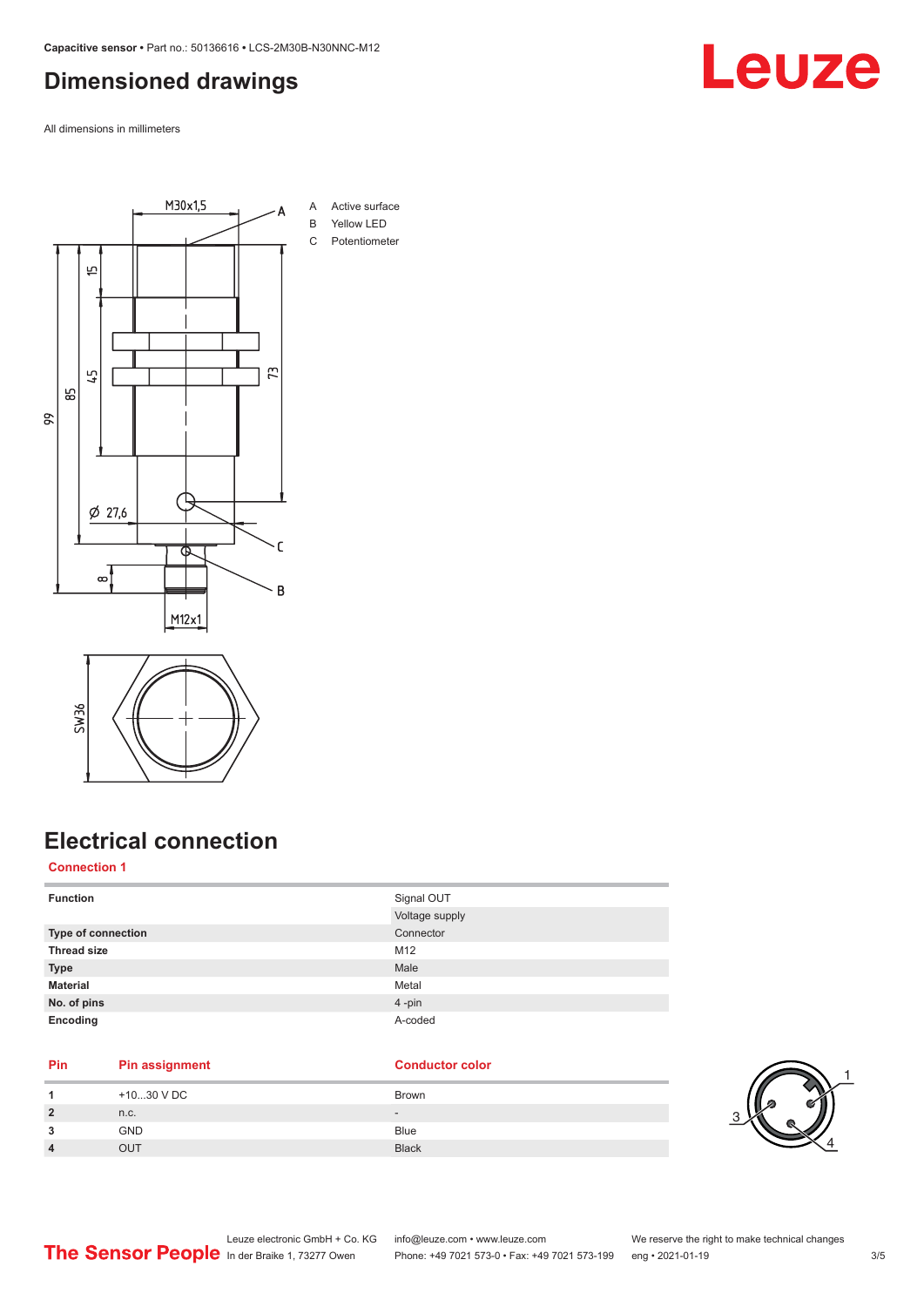# Dimensioned drawings

All dimensions in millimeters

A Active surface
B Yellow LED
C Potentiometer

# Electrical connection

## Connection 1

| Function | Signal OUT |
|---|---|
| | Voltage supply |
| **Type of connection** | Connector |
| **Thread size** | M12 |
| **Type** | Male |
| **Material** | Metal |
| **No. of pins** | 4 -pin |
| **Encoding** | A-coded |

| Pin | Pin assignment | Conductor color |
|---|---|---|
| 1 | +10...30 V DC | Brown |
| 2 | n.c. | - |
| 3 | GND | Blue |
| 4 | OUT | Black |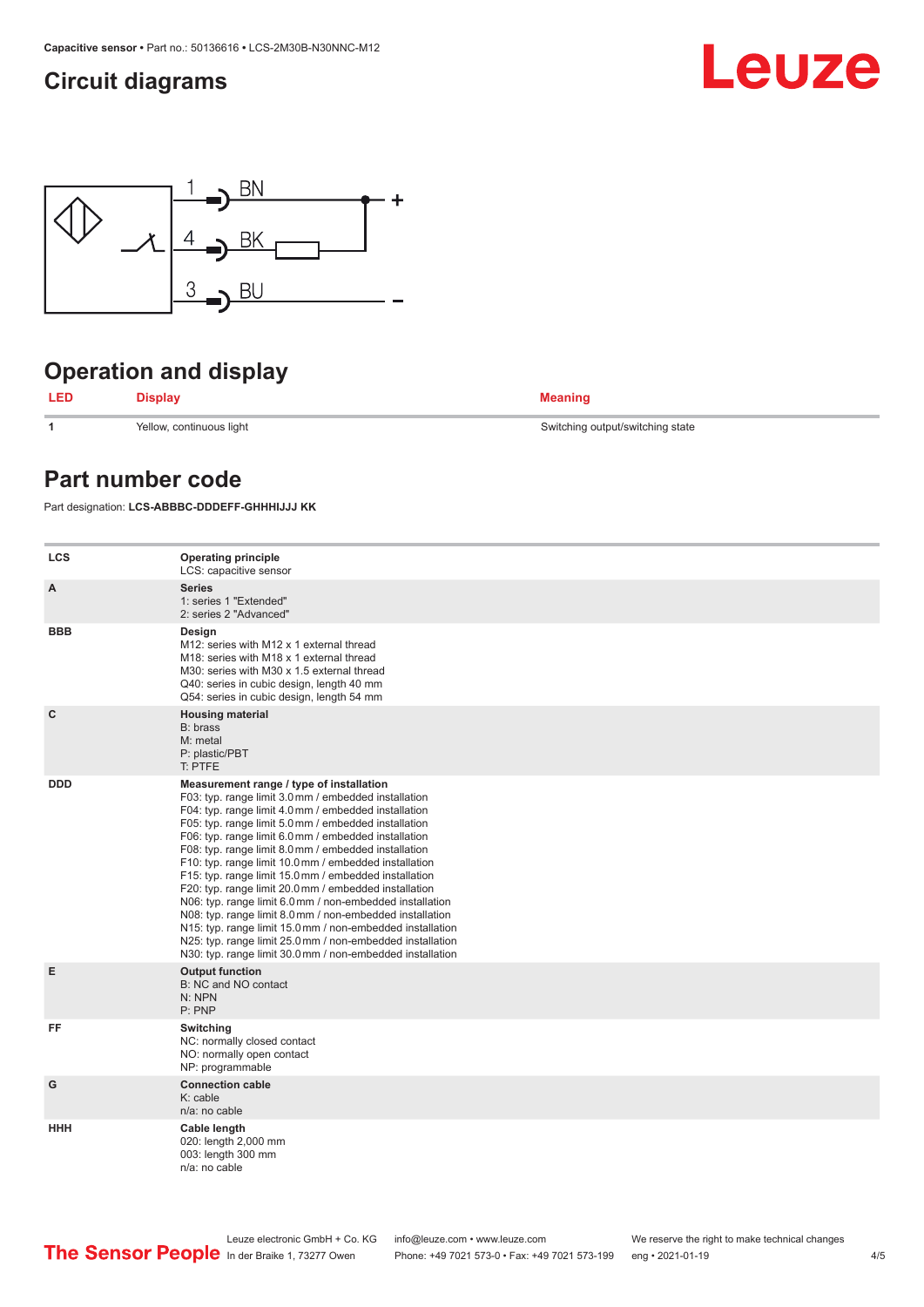## Circuit diagrams

## Operation and display

| LED | Display | Meaning |
|---|---|---|
| 1 | Yellow, continuous light | Switching output/switching state |

## Part number code

Part designation: **LCS-ABBBC-DDDEFF-GHHHIJJJ KK**

| | |
|---|---|
| **LCS** | **Operating principle**<br>LCS: capacitive sensor |
| **A** | **Series**<br>1: series 1 "Extended"<br>2: series 2 "Advanced" |
| **BBB** | **Design**<br>M12: series with M12 x 1 external thread<br>M18: series with M18 x 1 external thread<br>M30: series with M30 x 1.5 external thread<br>Q40: series in cubic design, length 40 mm<br>Q54: series in cubic design, length 54 mm |
| **C** | **Housing material**<br>B: brass<br>M: metal<br>P: plastic/PBT<br>T: PTFE |
| **DDD** | **Measurement range / type of installation**<br>F03: typ. range limit 3.0 mm / embedded installation<br>F04: typ. range limit 4.0 mm / embedded installation<br>F05: typ. range limit 5.0 mm / embedded installation<br>F06: typ. range limit 6.0 mm / embedded installation<br>F08: typ. range limit 8.0 mm / embedded installation<br>F10: typ. range limit 10.0 mm / embedded installation<br>F15: typ. range limit 15.0 mm / embedded installation<br>F20: typ. range limit 20.0 mm / embedded installation<br>N06: typ. range limit 6.0 mm / non-embedded installation<br>N08: typ. range limit 8.0 mm / non-embedded installation<br>N15: typ. range limit 15.0 mm / non-embedded installation<br>N25: typ. range limit 25.0 mm / non-embedded installation<br>N30: typ. range limit 30.0 mm / non-embedded installation |
| **E** | **Output function**<br>B: NC and NO contact<br>N: NPN<br>P: PNP |
| **FF** | **Switching**<br>NC: normally closed contact<br>NO: normally open contact<br>NP: programmable |
| **G** | **Connection cable**<br>K: cable<br>n/a: no cable |
| **HHH** | **Cable length**<br>020: length 2,000 mm<br>003: length 300 mm<br>n/a: no cable |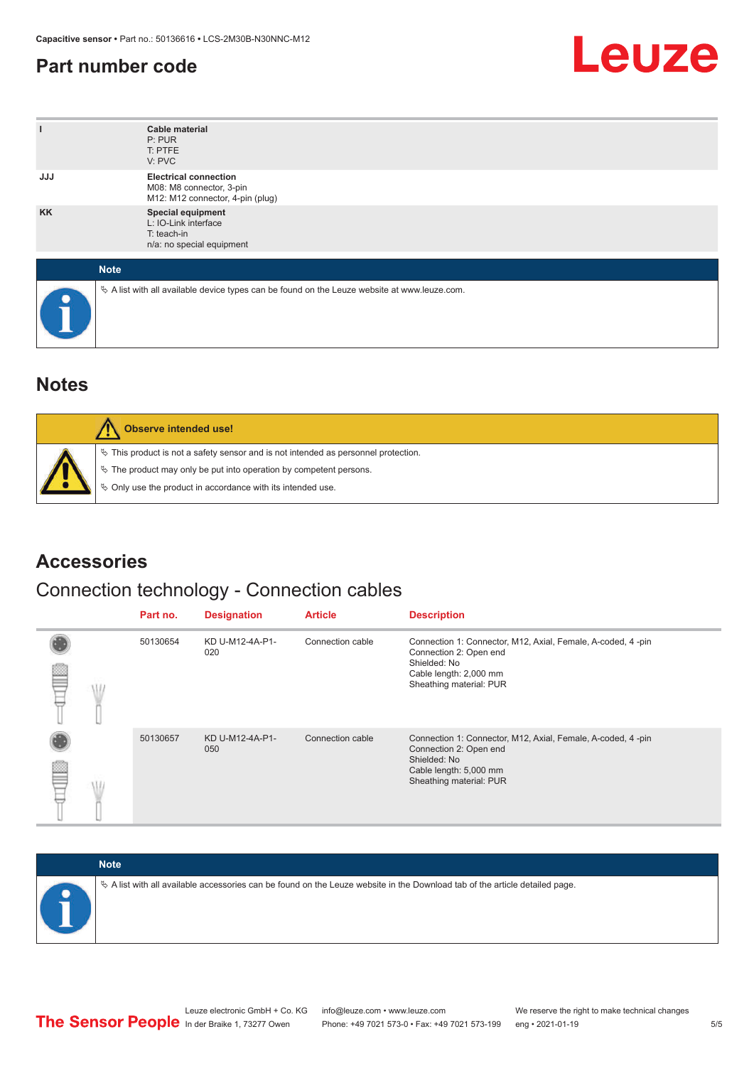## Part number code

| | |
|---|---|
| I | **Cable material**<br>P: PUR<br>T: PTFE<br>V: PVC |
| JJJ | **Electrical connection**<br>M08: M8 connector, 3-pin<br>M12: M12 connector, 4-pin (plug) |
| KK | **Special equipment**<br>L: IO-Link interface<br>T: teach-in<br>n/a: no special equipment |

**Note**

↳ A list with all available device types can be found on the Leuze website at www.leuze.com.

## Notes

**Observe intended use!**

↳ This product is not a safety sensor and is not intended as personnel protection.

↳ The product may only be put into operation by competent persons.

↳ Only use the product in accordance with its intended use.

## Accessories

### Connection technology - Connection cables

| Part no. | Designation | Article | Description |
|---|---|---|---|
| 50130654 | KD U-M12-4A-P1-020 | Connection cable | Connection 1: Connector, M12, Axial, Female, A-coded, 4 -pin<br>Connection 2: Open end<br>Shielded: No<br>Cable length: 2,000 mm<br>Sheathing material: PUR |
| 50130657 | KD U-M12-4A-P1-050 | Connection cable | Connection 1: Connector, M12, Axial, Female, A-coded, 4 -pin<br>Connection 2: Open end<br>Shielded: No<br>Cable length: 5,000 mm<br>Sheathing material: PUR |

**Note**

↳ A list with all available accessories can be found on the Leuze website in the Download tab of the article detailed page.